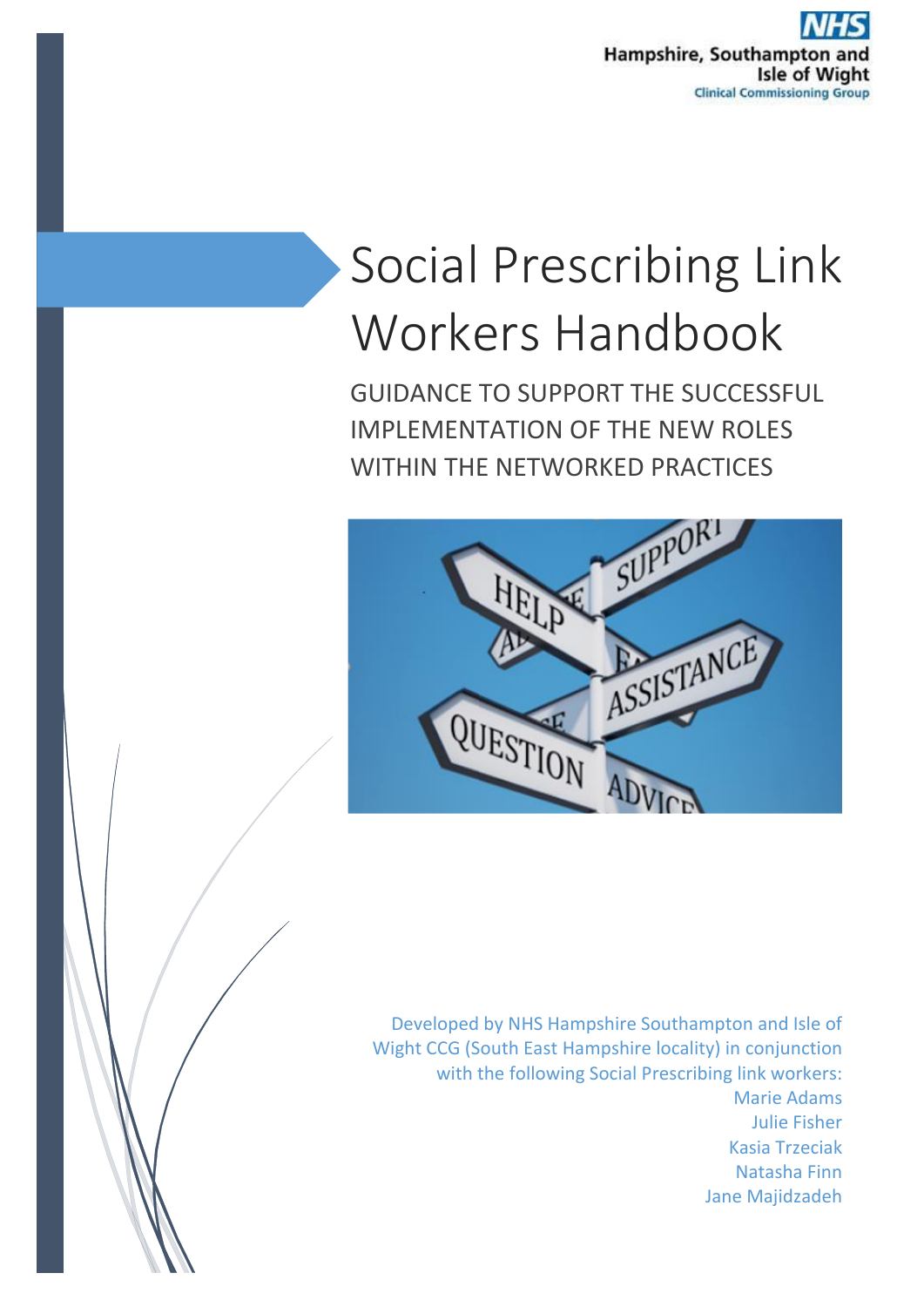NHS
Hampshire, Southampton and Isle of Wight
Clinical Commissioning Group

# Social Prescribing Link Workers Handbook

GUIDANCE TO SUPPORT THE SUCCESSFUL IMPLEMENTATION OF THE NEW ROLES WITHIN THE NETWORKED PRACTICES

Developed by NHS Hampshire Southampton and Isle of Wight CCG (South East Hampshire locality) in conjunction with the following Social Prescribing link workers:
Marie Adams
Julie Fisher
Kasia Trzeciak
Natasha Finn
Jane Majidzadeh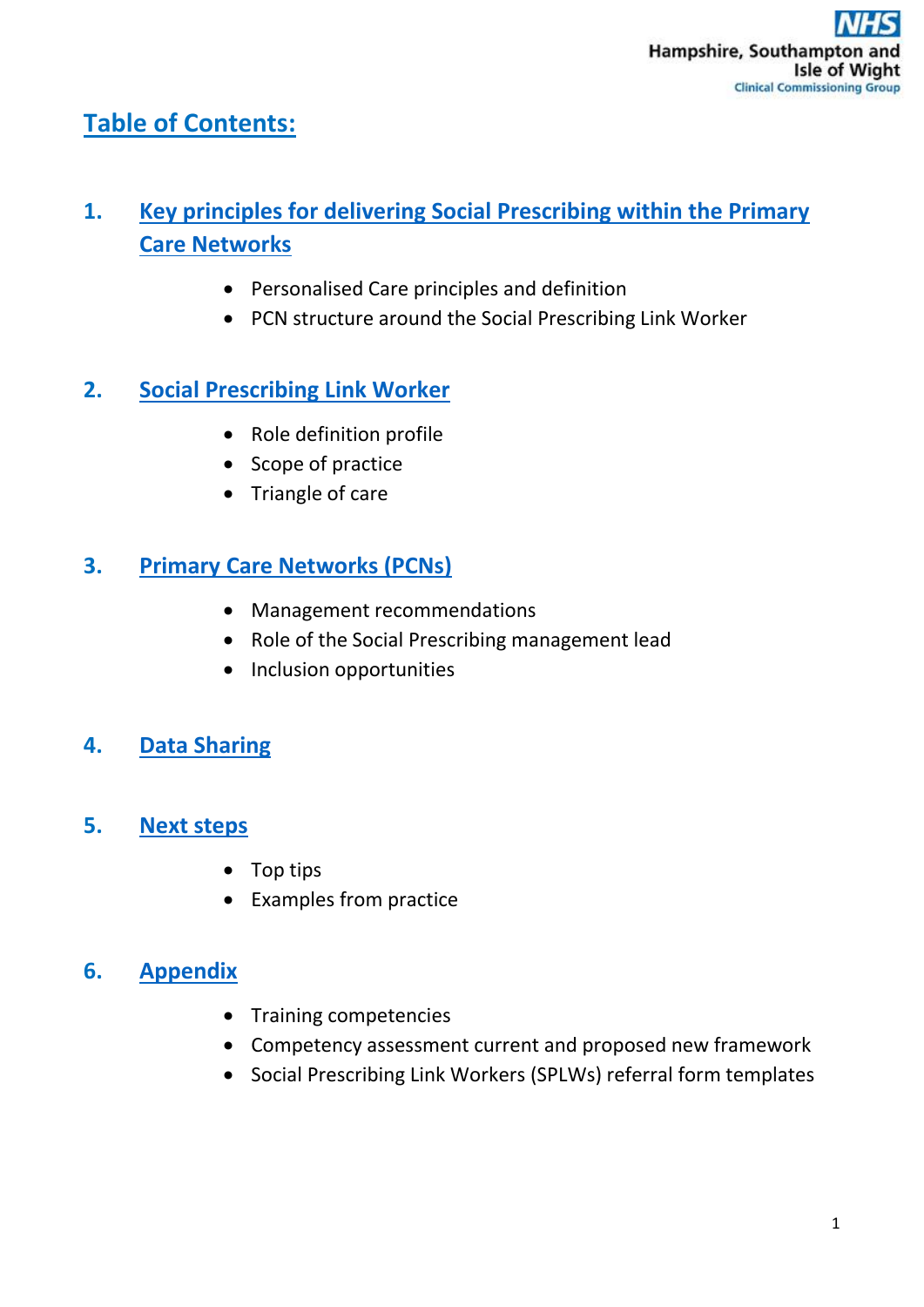# Table of Contents:

## 1. Key principles for delivering Social Prescribing within the Primary Care Networks

- Personalised Care principles and definition
- PCN structure around the Social Prescribing Link Worker

## 2. Social Prescribing Link Worker

- Role definition profile
- Scope of practice
- Triangle of care

## 3. Primary Care Networks (PCNs)

- Management recommendations
- Role of the Social Prescribing management lead
- Inclusion opportunities

## 4. Data Sharing

## 5. Next steps

- Top tips
- Examples from practice

## 6. Appendix

- Training competencies
- Competency assessment current and proposed new framework
- Social Prescribing Link Workers (SPLWs) referral form templates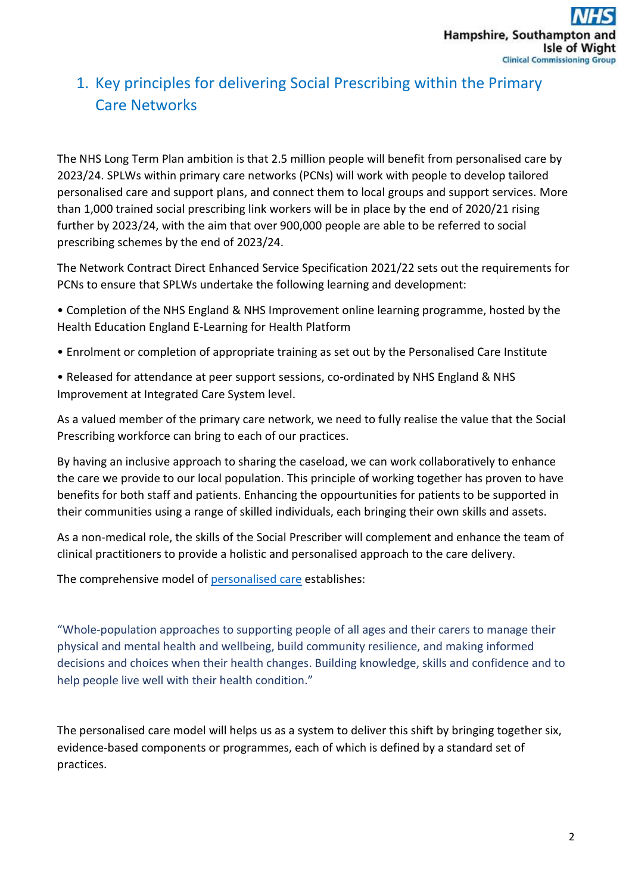# 1. Key principles for delivering Social Prescribing within the Primary Care Networks

The NHS Long Term Plan ambition is that 2.5 million people will benefit from personalised care by 2023/24. SPLWs within primary care networks (PCNs) will work with people to develop tailored personalised care and support plans, and connect them to local groups and support services. More than 1,000 trained social prescribing link workers will be in place by the end of 2020/21 rising further by 2023/24, with the aim that over 900,000 people are able to be referred to social prescribing schemes by the end of 2023/24.

The Network Contract Direct Enhanced Service Specification 2021/22 sets out the requirements for PCNs to ensure that SPLWs undertake the following learning and development:

• Completion of the NHS England & NHS Improvement online learning programme, hosted by the Health Education England E-Learning for Health Platform

• Enrolment or completion of appropriate training as set out by the Personalised Care Institute

• Released for attendance at peer support sessions, co-ordinated by NHS England & NHS Improvement at Integrated Care System level.

As a valued member of the primary care network, we need to fully realise the value that the Social Prescribing workforce can bring to each of our practices.

By having an inclusive approach to sharing the caseload, we can work collaboratively to enhance the care we provide to our local population. This principle of working together has proven to have benefits for both staff and patients. Enhancing the oppourtunities for patients to be supported in their communities using a range of skilled individuals, each bringing their own skills and assets.

As a non-medical role, the skills of the Social Prescriber will complement and enhance the team of clinical practitioners to provide a holistic and personalised approach to the care delivery.

The comprehensive model of personalised care establishes:

"Whole-population approaches to supporting people of all ages and their carers to manage their physical and mental health and wellbeing, build community resilience, and making informed decisions and choices when their health changes. Building knowledge, skills and confidence and to help people live well with their health condition."

The personalised care model will helps us as a system to deliver this shift by bringing together six, evidence-based components or programmes, each of which is defined by a standard set of practices.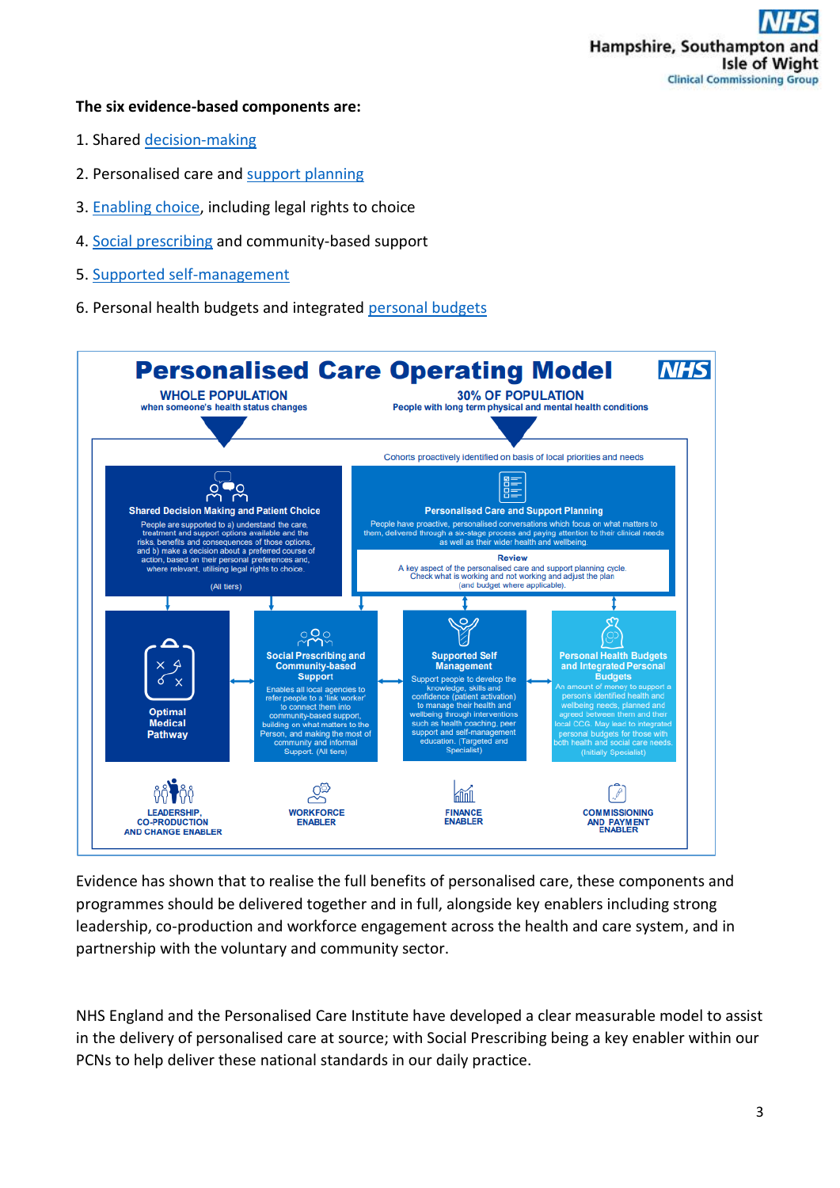**The six evidence-based components are:**

1. Shared decision-making
2. Personalised care and support planning
3. Enabling choice, including legal rights to choice
4. Social prescribing and community-based support
5. Supported self-management
6. Personal health budgets and integrated personal budgets

# Personalised Care Operating Model

**WHOLE POPULATION**
when someone's health status changes

**30% OF POPULATION**
People with long term physical and mental health conditions

Cohorts proactively identified on basis of local priorities and needs

**Shared Decision Making and Patient Choice**
People are supported to a) understand the care, treatment and support options available and the risks, benefits and consequences of those options, and b) make a decision about a preferred course of action, based on their personal preferences and, where relevant, utilising legal rights to choice.
(All tiers)

**Personalised Care and Support Planning**
People have proactive, personalised conversations which focus on what matters to them, delivered through a six-stage process and paying attention to their clinical needs as well as their wider health and wellbeing.

**Review**
A key aspect of the personalised care and support planning cycle. Check what is working and not working and adjust the plan (and budget where applicable).

**Optimal Medical Pathway**

**Social Prescribing and Community-based Support**
Enables all local agencies to refer people to a 'link worker' to connect them into community-based support, building on what matters to the Person, and making the most of community and informal Support. (All tiers)

**Supported Self Management**
Support people to develop the knowledge, skills and confidence (patient activation) to manage their health and wellbeing through interventions such as health coaching, peer support and self-management education. (Targeted and Specialist)

**Personal Health Budgets and Integrated Personal Budgets**
An amount of money to support a person's identified health and wellbeing needs, planned and agreed between them and their local CCG. May lead to integrated personal budgets for those with both health and social care needs. (Initially Specialist)

LEADERSHIP, CO-PRODUCTION AND CHANGE ENABLER

WORKFORCE ENABLER

FINANCE ENABLER

COMMISSIONING AND PAYMENT ENABLER

Evidence has shown that to realise the full benefits of personalised care, these components and programmes should be delivered together and in full, alongside key enablers including strong leadership, co-production and workforce engagement across the health and care system, and in partnership with the voluntary and community sector.

NHS England and the Personalised Care Institute have developed a clear measurable model to assist in the delivery of personalised care at source; with Social Prescribing being a key enabler within our PCNs to help deliver these national standards in our daily practice.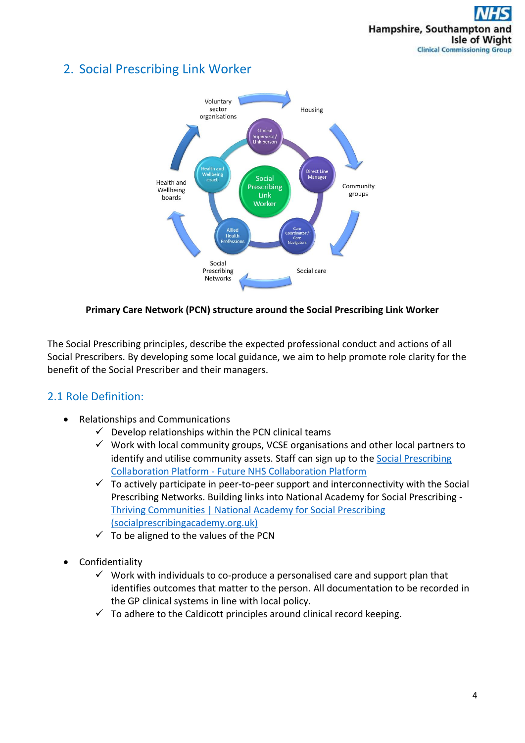## 2. Social Prescribing Link Worker

**Primary Care Network (PCN) structure around the Social Prescribing Link Worker**

The Social Prescribing principles, describe the expected professional conduct and actions of all Social Prescribers. By developing some local guidance, we aim to help promote role clarity for the benefit of the Social Prescriber and their managers.

### 2.1 Role Definition:

- Relationships and Communications
  - ✓ Develop relationships within the PCN clinical teams
  - ✓ Work with local community groups, VCSE organisations and other local partners to identify and utilise community assets. Staff can sign up to the Social Prescribing Collaboration Platform - Future NHS Collaboration Platform
  - ✓ To actively participate in peer-to-peer support and interconnectivity with the Social Prescribing Networks. Building links into National Academy for Social Prescribing - Thriving Communities | National Academy for Social Prescribing (socialprescribingacademy.org.uk)
  - ✓ To be aligned to the values of the PCN

- Confidentiality
  - ✓ Work with individuals to co-produce a personalised care and support plan that identifies outcomes that matter to the person. All documentation to be recorded in the GP clinical systems in line with local policy.
  - ✓ To adhere to the Caldicott principles around clinical record keeping.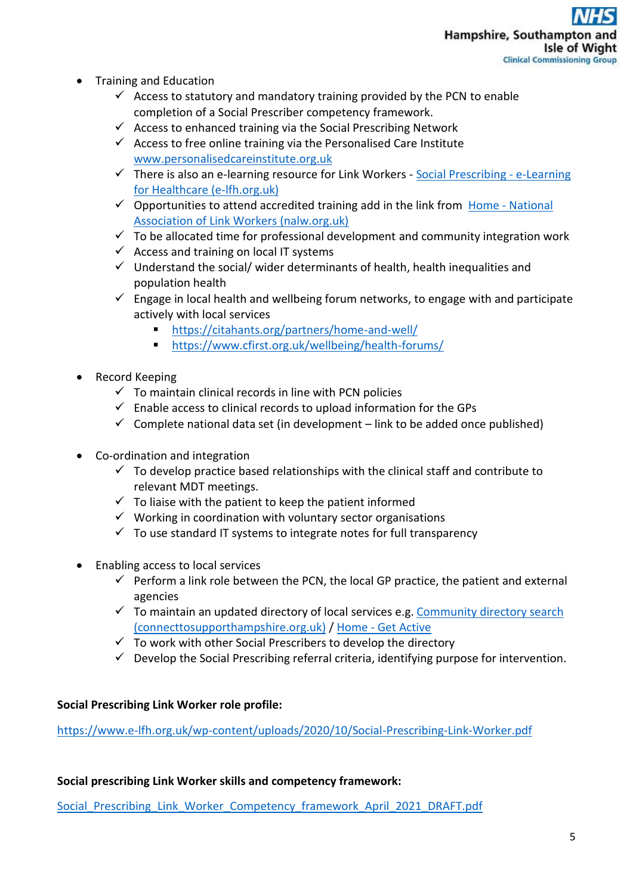- Training and Education
  - ✓ Access to statutory and mandatory training provided by the PCN to enable completion of a Social Prescriber competency framework.
  - ✓ Access to enhanced training via the Social Prescribing Network
  - ✓ Access to free online training via the Personalised Care Institute [www.personalisedcareinstitute.org.uk](www.personalisedcareinstitute.org.uk)
  - ✓ There is also an e-learning resource for Link Workers - Social Prescribing - e-Learning for Healthcare (e-lfh.org.uk)
  - ✓ Opportunities to attend accredited training add in the link from Home - National Association of Link Workers (nalw.org.uk)
  - ✓ To be allocated time for professional development and community integration work
  - ✓ Access and training on local IT systems
  - ✓ Understand the social/ wider determinants of health, health inequalities and population health
  - ✓ Engage in local health and wellbeing forum networks, to engage with and participate actively with local services
    - https://citahants.org/partners/home-and-well/
    - https://www.cfirst.org.uk/wellbeing/health-forums/

- Record Keeping
  - ✓ To maintain clinical records in line with PCN policies
  - ✓ Enable access to clinical records to upload information for the GPs
  - ✓ Complete national data set (in development – link to be added once published)

- Co-ordination and integration
  - ✓ To develop practice based relationships with the clinical staff and contribute to relevant MDT meetings.
  - ✓ To liaise with the patient to keep the patient informed
  - ✓ Working in coordination with voluntary sector organisations
  - ✓ To use standard IT systems to integrate notes for full transparency

- Enabling access to local services
  - ✓ Perform a link role between the PCN, the local GP practice, the patient and external agencies
  - ✓ To maintain an updated directory of local services e.g. Community directory search (connecttosupporthampshire.org.uk) / Home - Get Active
  - ✓ To work with other Social Prescribers to develop the directory
  - ✓ Develop the Social Prescribing referral criteria, identifying purpose for intervention.

**Social Prescribing Link Worker role profile:**

https://www.e-lfh.org.uk/wp-content/uploads/2020/10/Social-Prescribing-Link-Worker.pdf

**Social prescribing Link Worker skills and competency framework:**

Social_Prescribing_Link_Worker_Competency_framework_April_2021_DRAFT.pdf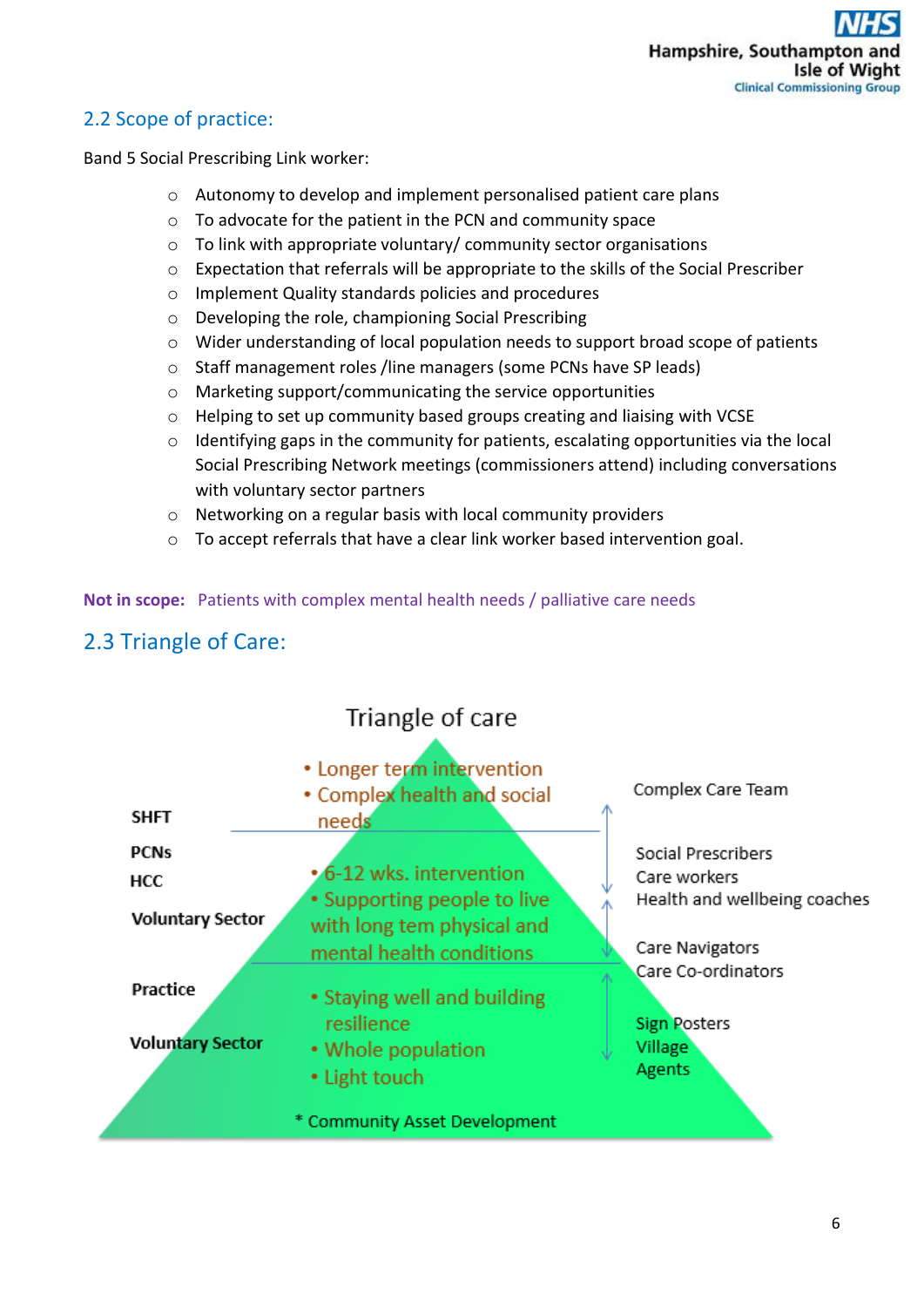## 2.2 Scope of practice:

Band 5 Social Prescribing Link worker:

- Autonomy to develop and implement personalised patient care plans
- To advocate for the patient in the PCN and community space
- To link with appropriate voluntary/ community sector organisations
- Expectation that referrals will be appropriate to the skills of the Social Prescriber
- Implement Quality standards policies and procedures
- Developing the role, championing Social Prescribing
- Wider understanding of local population needs to support broad scope of patients
- Staff management roles /line managers (some PCNs have SP leads)
- Marketing support/communicating the service opportunities
- Helping to set up community based groups creating and liaising with VCSE
- Identifying gaps in the community for patients, escalating opportunities via the local Social Prescribing Network meetings (commissioners attend) including conversations with voluntary sector partners
- Networking on a regular basis with local community providers
- To accept referrals that have a clear link worker based intervention goal.

**Not in scope:** Patients with complex mental health needs / palliative care needs

## 2.3 Triangle of Care:

Triangle of care

| Organisations | Level of care | Roles |
|---|---|---|
| SHFT | • Longer term intervention<br>• Complex health and social needs | Complex Care Team |
| PCNs<br>HCC<br>Voluntary Sector | • 6-12 wks. intervention<br>• Supporting people to live with long tem physical and mental health conditions | Social Prescribers<br>Care workers<br>Health and wellbeing coaches<br>Care Navigators<br>Care Co-ordinators |
| Practice<br>Voluntary Sector | • Staying well and building resilience<br>• Whole population<br>• Light touch | Sign Posters<br>Village Agents |

* Community Asset Development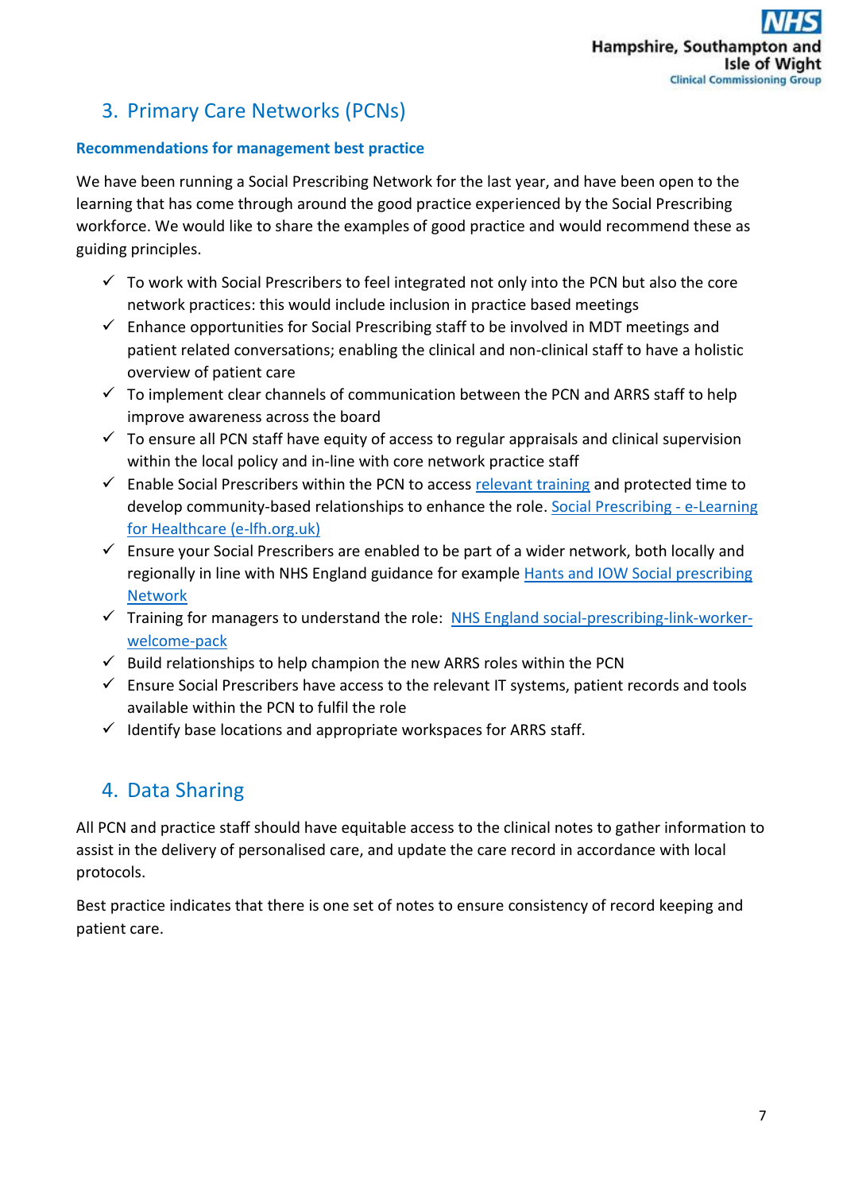## 3. Primary Care Networks (PCNs)

**Recommendations for management best practice**

We have been running a Social Prescribing Network for the last year, and have been open to the learning that has come through around the good practice experienced by the Social Prescribing workforce. We would like to share the examples of good practice and would recommend these as guiding principles.

- ✓ To work with Social Prescribers to feel integrated not only into the PCN but also the core network practices: this would include inclusion in practice based meetings
- ✓ Enhance opportunities for Social Prescribing staff to be involved in MDT meetings and patient related conversations; enabling the clinical and non-clinical staff to have a holistic overview of patient care
- ✓ To implement clear channels of communication between the PCN and ARRS staff to help improve awareness across the board
- ✓ To ensure all PCN staff have equity of access to regular appraisals and clinical supervision within the local policy and in-line with core network practice staff
- ✓ Enable Social Prescribers within the PCN to access relevant training and protected time to develop community-based relationships to enhance the role. Social Prescribing - e-Learning for Healthcare (e-lfh.org.uk)
- ✓ Ensure your Social Prescribers are enabled to be part of a wider network, both locally and regionally in line with NHS England guidance for example Hants and IOW Social prescribing Network
- ✓ Training for managers to understand the role: NHS England social-prescribing-link-worker-welcome-pack
- ✓ Build relationships to help champion the new ARRS roles within the PCN
- ✓ Ensure Social Prescribers have access to the relevant IT systems, patient records and tools available within the PCN to fulfil the role
- ✓ Identify base locations and appropriate workspaces for ARRS staff.

## 4. Data Sharing

All PCN and practice staff should have equitable access to the clinical notes to gather information to assist in the delivery of personalised care, and update the care record in accordance with local protocols.

Best practice indicates that there is one set of notes to ensure consistency of record keeping and patient care.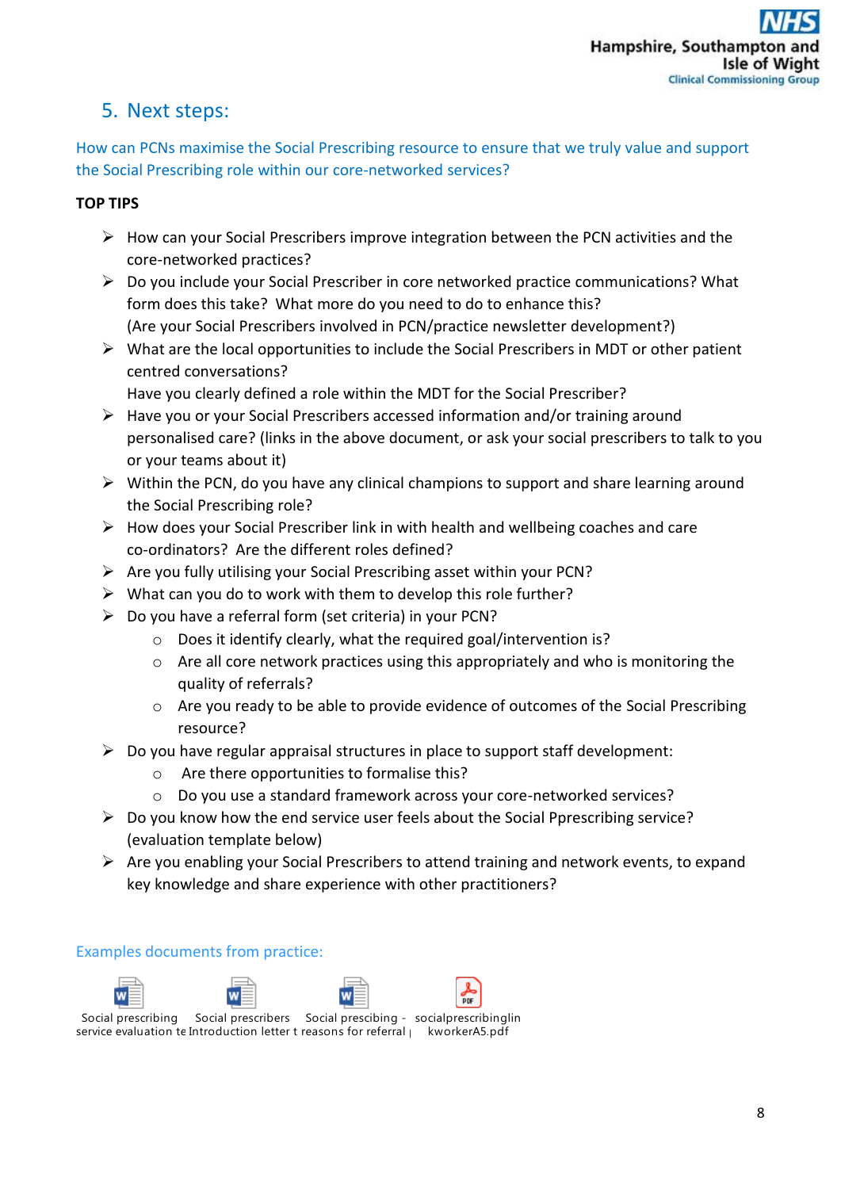## 5. Next steps:

How can PCNs maximise the Social Prescribing resource to ensure that we truly value and support the Social Prescribing role within our core-networked services?

**TOP TIPS**

- How can your Social Prescribers improve integration between the PCN activities and the core-networked practices?
- Do you include your Social Prescriber in core networked practice communications? What form does this take? What more do you need to do to enhance this? (Are your Social Prescribers involved in PCN/practice newsletter development?)
- What are the local opportunities to include the Social Prescribers in MDT or other patient centred conversations? Have you clearly defined a role within the MDT for the Social Prescriber?
- Have you or your Social Prescribers accessed information and/or training around personalised care? (links in the above document, or ask your social prescribers to talk to you or your teams about it)
- Within the PCN, do you have any clinical champions to support and share learning around the Social Prescribing role?
- How does your Social Prescriber link in with health and wellbeing coaches and care co-ordinators? Are the different roles defined?
- Are you fully utilising your Social Prescribing asset within your PCN?
- What can you do to work with them to develop this role further?
- Do you have a referral form (set criteria) in your PCN?
  - Does it identify clearly, what the required goal/intervention is?
  - Are all core network practices using this appropriately and who is monitoring the quality of referrals?
  - Are you ready to be able to provide evidence of outcomes of the Social Prescribing resource?
- Do you have regular appraisal structures in place to support staff development:
  - Are there opportunities to formalise this?
  - Do you use a standard framework across your core-networked services?
- Do you know how the end service user feels about the Social Pprescribing service? (evaluation template below)
- Are you enabling your Social Prescribers to attend training and network events, to expand key knowledge and share experience with other practitioners?

Examples documents from practice:

Social prescribing service evaluation te | Social prescribers Introduction letter t | Social prescibing - reasons for referral | socialprescribinglinkworkerA5.pdf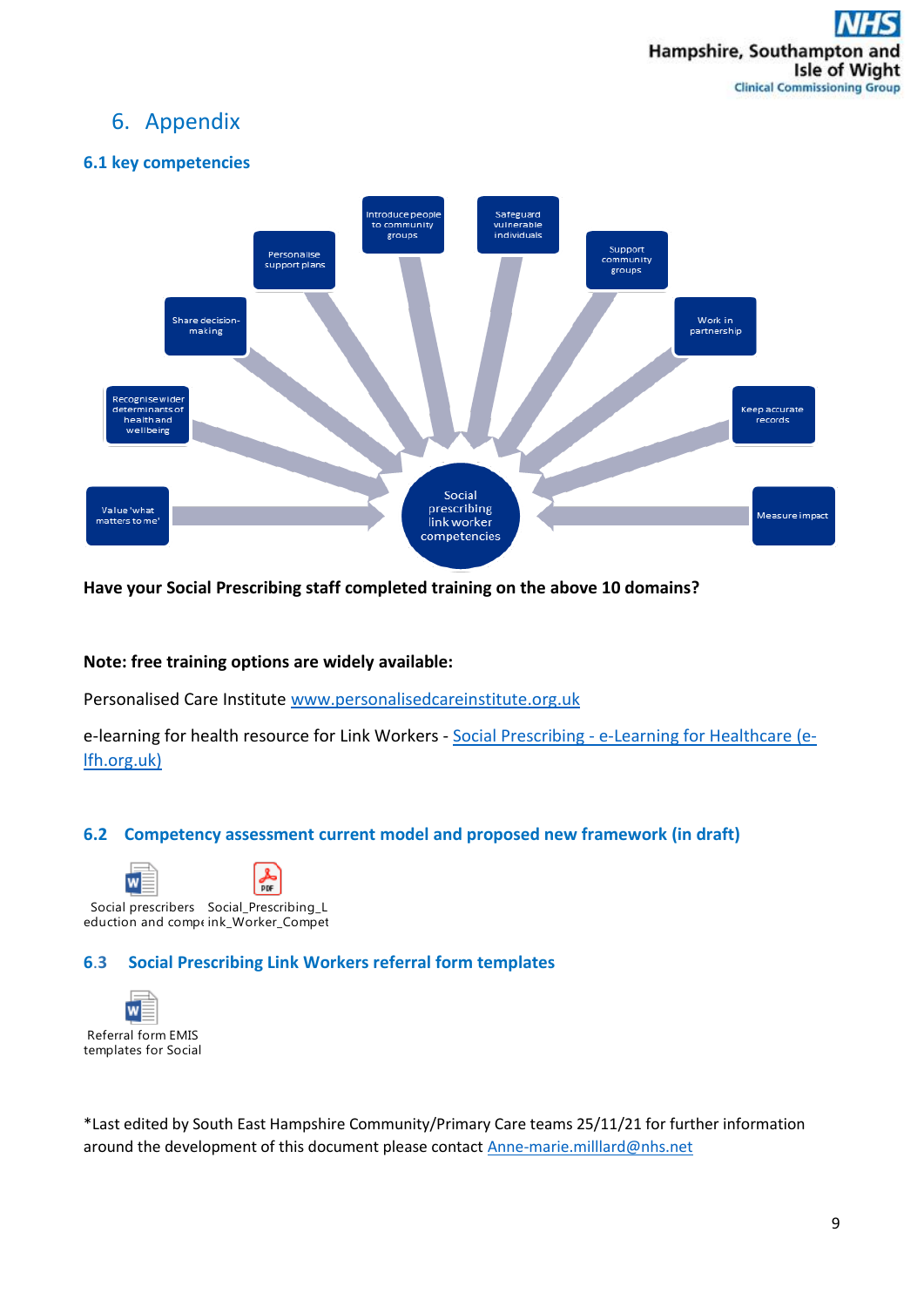# 6. Appendix

## 6.1 key competencies

Social prescribing link worker competencies

Introduce people to community groups

Safeguard vulnerable individuals

Personalise support plans

Support community groups

Share decision-making

Work in partnership

Recognise wider determinants of health and wellbeing

Keep accurate records

Value 'what matters to me'

Measure impact

**Have your Social Prescribing staff completed training on the above 10 domains?**

**Note: free training options are widely available:**

Personalised Care Institute [www.personalisedcareinstitute.org.uk](www.personalisedcareinstitute.org.uk)

e-learning for health resource for Link Workers - [Social Prescribing - e-Learning for Healthcare (e-lfh.org.uk)](e-lfh.org.uk)

## 6.2 Competency assessment current model and proposed new framework (in draft)

Social prescribers eduction and compe

Social_Prescribing_Link_Worker_Compet

## 6.3 Social Prescribing Link Workers referral form templates

Referral form EMIS templates for Social

*Last edited by South East Hampshire Community/Primary Care teams 25/11/21 for further information around the development of this document please contact Anne-marie.milllard@nhs.net